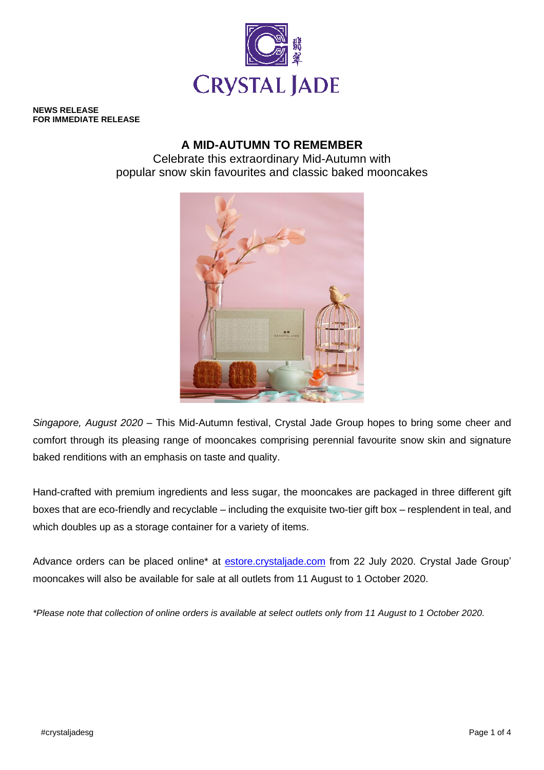**NEWS RELEASE**
**FOR IMMEDIATE RELEASE**

# A MID-AUTUMN TO REMEMBER

Celebrate this extraordinary Mid-Autumn with
popular snow skin favourites and classic baked mooncakes

*Singapore, August 2020* – This Mid-Autumn festival, Crystal Jade Group hopes to bring some cheer and comfort through its pleasing range of mooncakes comprising perennial favourite snow skin and signature baked renditions with an emphasis on taste and quality.

Hand-crafted with premium ingredients and less sugar, the mooncakes are packaged in three different gift boxes that are eco-friendly and recyclable – including the exquisite two-tier gift box – resplendent in teal, and which doubles up as a storage container for a variety of items.

Advance orders can be placed online* at estore.crystaljade.com from 22 July 2020. Crystal Jade Group' mooncakes will also be available for sale at all outlets from 11 August to 1 October 2020.

*\*Please note that collection of online orders is available at select outlets only from 11 August to 1 October 2020.*

#crystaljadesg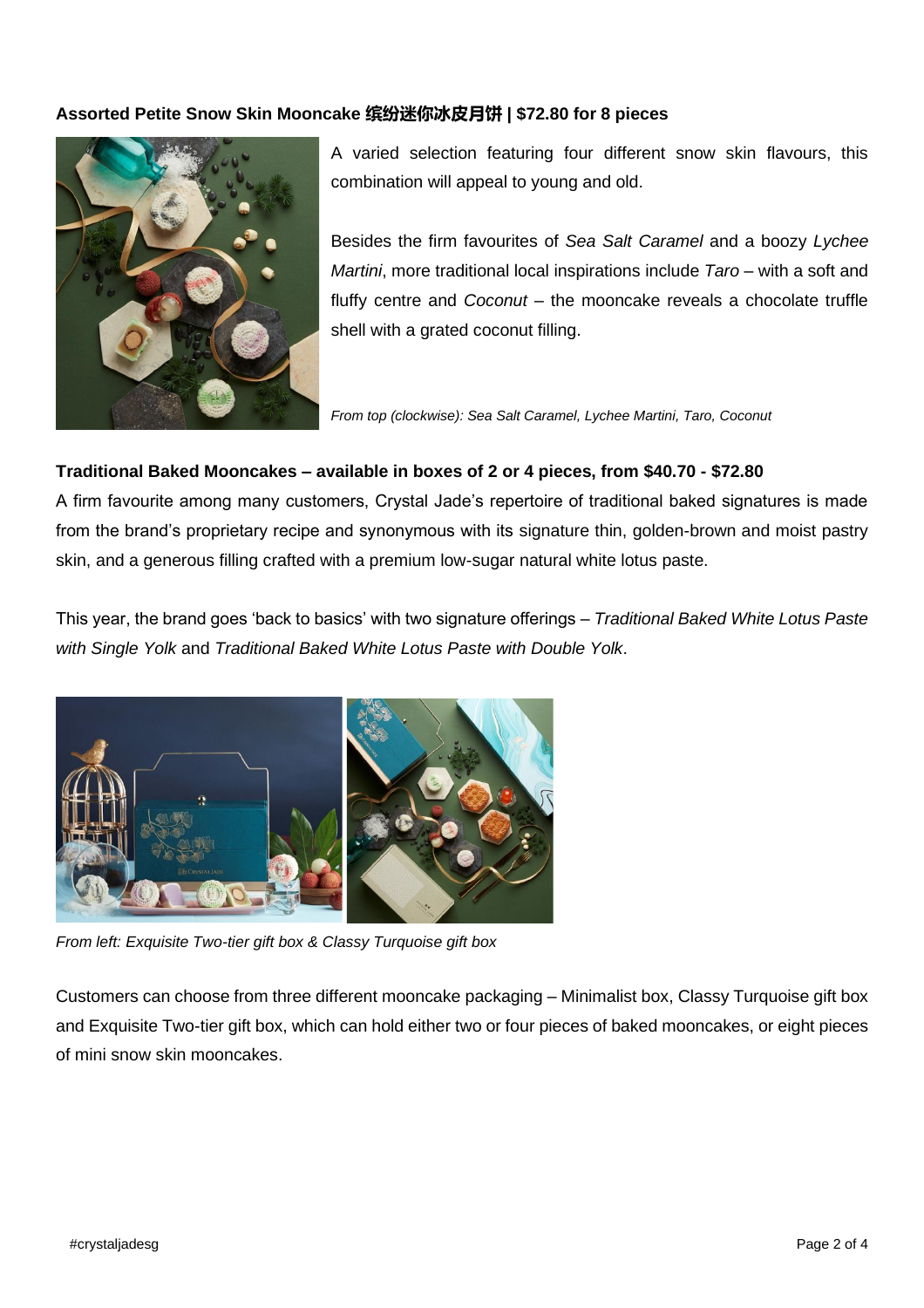**Assorted Petite Snow Skin Mooncake 缤纷迷你冰皮月饼 | $72.80 for 8 pieces**

A varied selection featuring four different snow skin flavours, this combination will appeal to young and old.

Besides the firm favourites of *Sea Salt Caramel* and a boozy *Lychee Martini*, more traditional local inspirations include *Taro* – with a soft and fluffy centre and *Coconut* – the mooncake reveals a chocolate truffle shell with a grated coconut filling.

*From top (clockwise): Sea Salt Caramel, Lychee Martini, Taro, Coconut*

**Traditional Baked Mooncakes – available in boxes of 2 or 4 pieces, from $40.70 - $72.80**

A firm favourite among many customers, Crystal Jade's repertoire of traditional baked signatures is made from the brand's proprietary recipe and synonymous with its signature thin, golden-brown and moist pastry skin, and a generous filling crafted with a premium low-sugar natural white lotus paste.

This year, the brand goes 'back to basics' with two signature offerings – *Traditional Baked White Lotus Paste with Single Yolk* and *Traditional Baked White Lotus Paste with Double Yolk*.

*From left: Exquisite Two-tier gift box & Classy Turquoise gift box*

Customers can choose from three different mooncake packaging – Minimalist box, Classy Turquoise gift box and Exquisite Two-tier gift box, which can hold either two or four pieces of baked mooncakes, or eight pieces of mini snow skin mooncakes.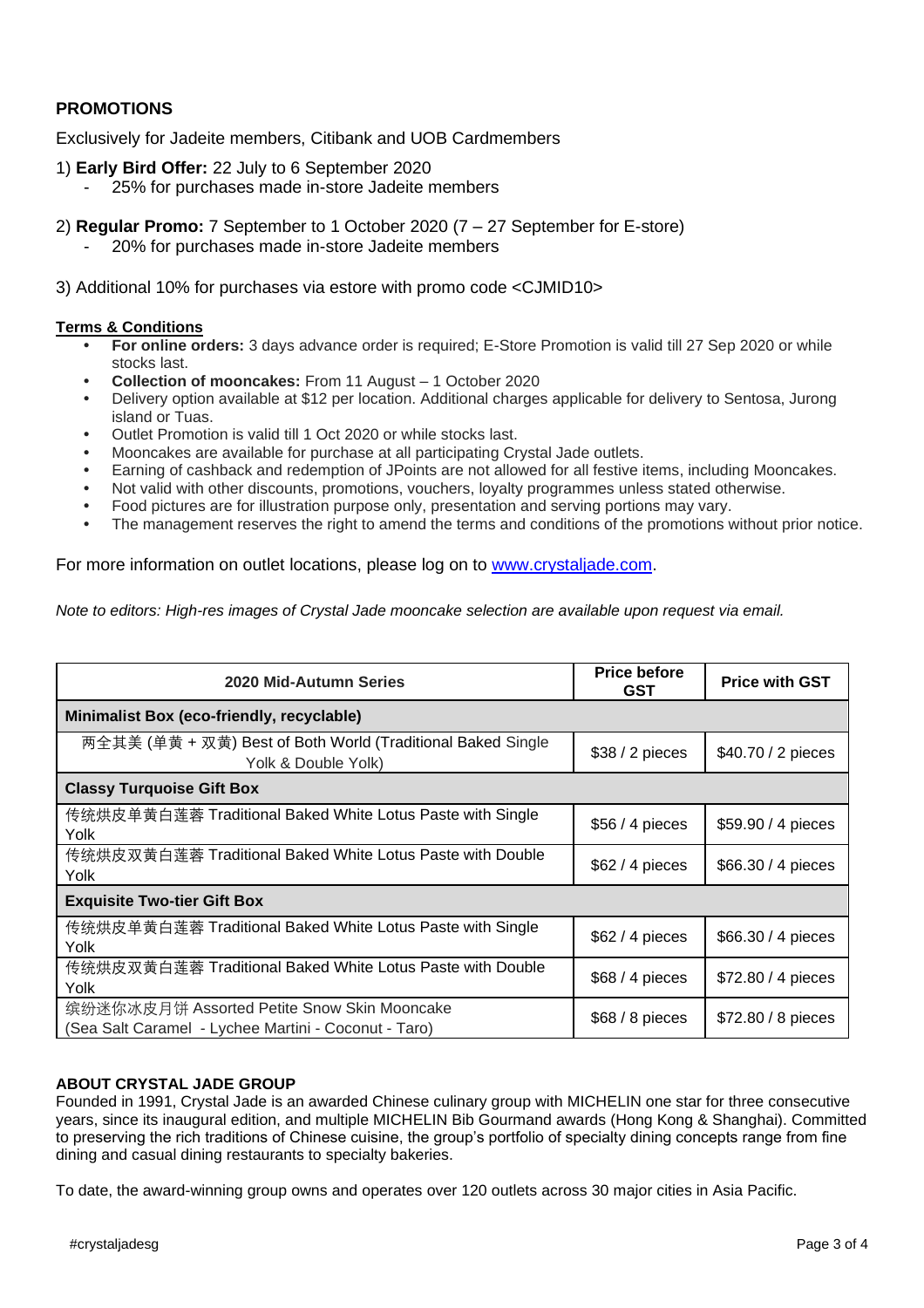## PROMOTIONS

Exclusively for Jadeite members, Citibank and UOB Cardmembers

1) **Early Bird Offer:** 22 July to 6 September 2020
   - 25% for purchases made in-store Jadeite members

2) **Regular Promo:** 7 September to 1 October 2020 (7 – 27 September for E-store)
   - 20% for purchases made in-store Jadeite members

3) Additional 10% for purchases via estore with promo code <CJMID10>

**Terms & Conditions**

- **For online orders:** 3 days advance order is required; E-Store Promotion is valid till 27 Sep 2020 or while stocks last.
- **Collection of mooncakes:** From 11 August – 1 October 2020
- Delivery option available at $12 per location. Additional charges applicable for delivery to Sentosa, Jurong island or Tuas.
- Outlet Promotion is valid till 1 Oct 2020 or while stocks last.
- Mooncakes are available for purchase at all participating Crystal Jade outlets.
- Earning of cashback and redemption of JPoints are not allowed for all festive items, including Mooncakes.
- Not valid with other discounts, promotions, vouchers, loyalty programmes unless stated otherwise.
- Food pictures are for illustration purpose only, presentation and serving portions may vary.
- The management reserves the right to amend the terms and conditions of the promotions without prior notice.

For more information on outlet locations, please log on to www.crystaljade.com.

*Note to editors: High-res images of Crystal Jade mooncake selection are available upon request via email.*

| 2020 Mid-Autumn Series | Price before GST | Price with GST |
|---|---|---|
| **Minimalist Box (eco-friendly, recyclable)** | | |
| 两全其美 (单黄 + 双黄) Best of Both World (Traditional Baked Single Yolk & Double Yolk) | $38 / 2 pieces | $40.70 / 2 pieces |
| **Classy Turquoise Gift Box** | | |
| 传统烘皮单黄白莲蓉 Traditional Baked White Lotus Paste with Single Yolk | $56 / 4 pieces | $59.90 / 4 pieces |
| 传统烘皮双黄白莲蓉 Traditional Baked White Lotus Paste with Double Yolk | $62 / 4 pieces | $66.30 / 4 pieces |
| **Exquisite Two-tier Gift Box** | | |
| 传统烘皮单黄白莲蓉 Traditional Baked White Lotus Paste with Single Yolk | $62 / 4 pieces | $66.30 / 4 pieces |
| 传统烘皮双黄白莲蓉 Traditional Baked White Lotus Paste with Double Yolk | $68 / 4 pieces | $72.80 / 4 pieces |
| 缤纷迷你冰皮月饼 Assorted Petite Snow Skin Mooncake (Sea Salt Caramel - Lychee Martini - Coconut - Taro) | $68 / 8 pieces | $72.80 / 8 pieces |

**ABOUT CRYSTAL JADE GROUP**

Founded in 1991, Crystal Jade is an awarded Chinese culinary group with MICHELIN one star for three consecutive years, since its inaugural edition, and multiple MICHELIN Bib Gourmand awards (Hong Kong & Shanghai). Committed to preserving the rich traditions of Chinese cuisine, the group's portfolio of specialty dining concepts range from fine dining and casual dining restaurants to specialty bakeries.

To date, the award-winning group owns and operates over 120 outlets across 30 major cities in Asia Pacific.

#crystaljadesg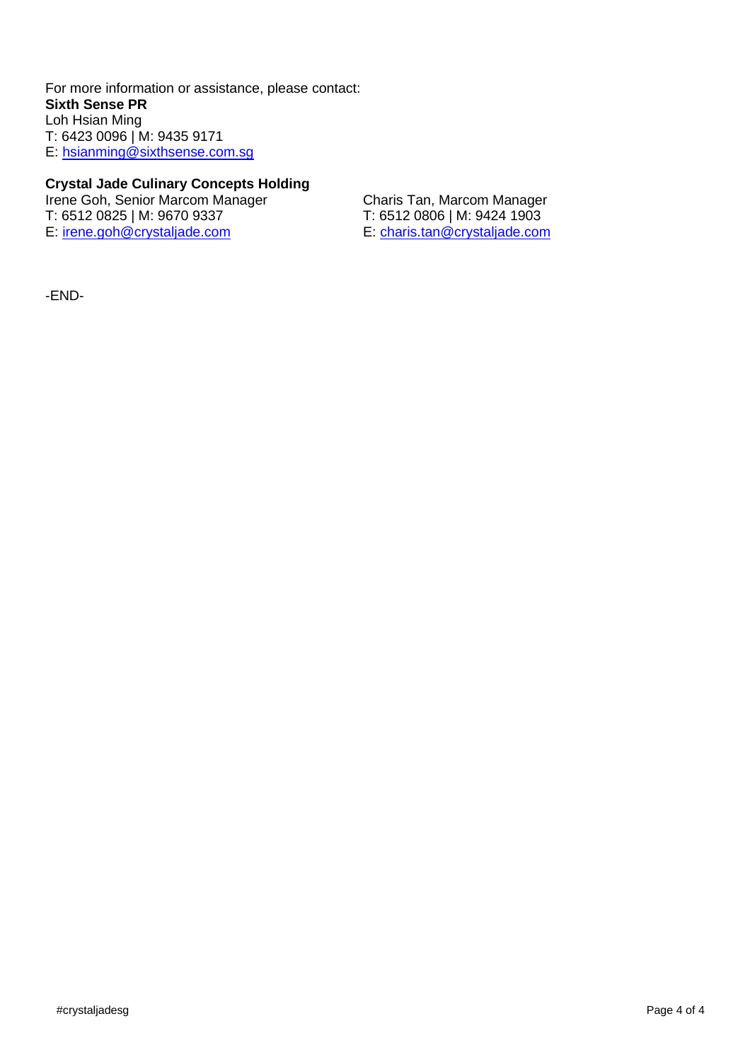For more information or assistance, please contact:

**Sixth Sense PR**
Loh Hsian Ming
T: 6423 0096 | M: 9435 9171
E: hsianming@sixthsense.com.sg

**Crystal Jade Culinary Concepts Holding**

Irene Goh, Senior Marcom Manager
T: 6512 0825 | M: 9670 9337
E: irene.goh@crystaljade.com

Charis Tan, Marcom Manager
T: 6512 0806 | M: 9424 1903
E: charis.tan@crystaljade.com

-END-

#crystaljadesg